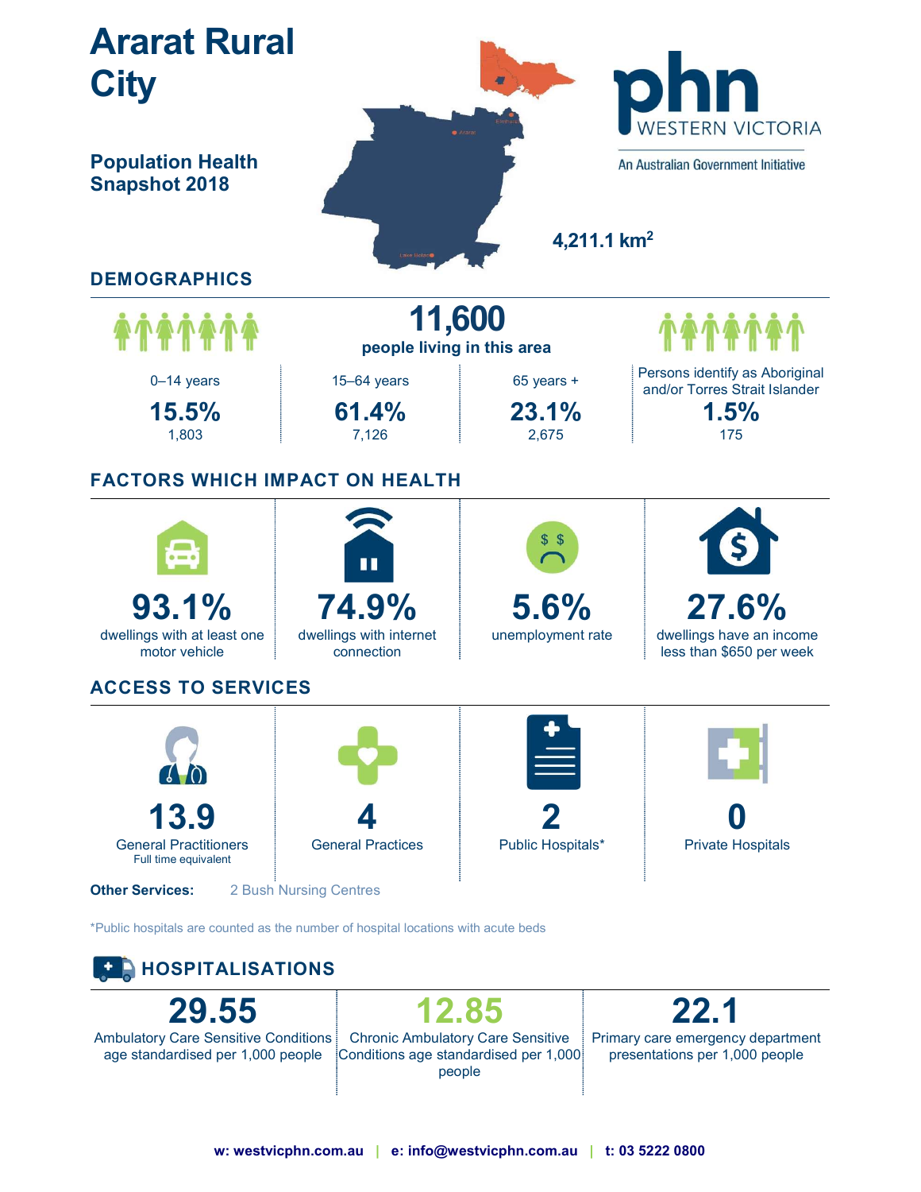# Ararat Rural City

## Population Health Snapshot 2018

phn WESTERN VICTORIA

An Australian Government Initiative

4,211.1 km²

## DEMOGRAPHICS

**11,600**
people living in this area

| 0–14 years | 15–64 years | 65 years + | Persons identify as Aboriginal and/or Torres Strait Islander |
|---|---|---|---|
| **15.5%** | **61.4%** | **23.1%** | **1.5%** |
| 1,803 | 7,126 | 2,675 | 175 |

## FACTORS WHICH IMPACT ON HEALTH

| **93.1%** | **74.9%** | **5.6%** | **27.6%** |
|---|---|---|---|
| dwellings with at least one motor vehicle | dwellings with internet connection | unemployment rate | dwellings have an income less than $650 per week |

## ACCESS TO SERVICES

| **13.9** | **4** | **2** | **0** |
|---|---|---|---|
| General Practitioners Full time equivalent | General Practices | Public Hospitals* | Private Hospitals |

**Other Services:** 2 Bush Nursing Centres

*Public hospitals are counted as the number of hospital locations with acute beds

## HOSPITALISATIONS

| **29.55** | **12.85** | **22.1** |
|---|---|---|
| Ambulatory Care Sensitive Conditions age standardised per 1,000 people | Chronic Ambulatory Care Sensitive Conditions age standardised per 1,000 people | Primary care emergency department presentations per 1,000 people |

**w: westvicphn.com.au | e: info@westvicphn.com.au | t: 03 5222 0800**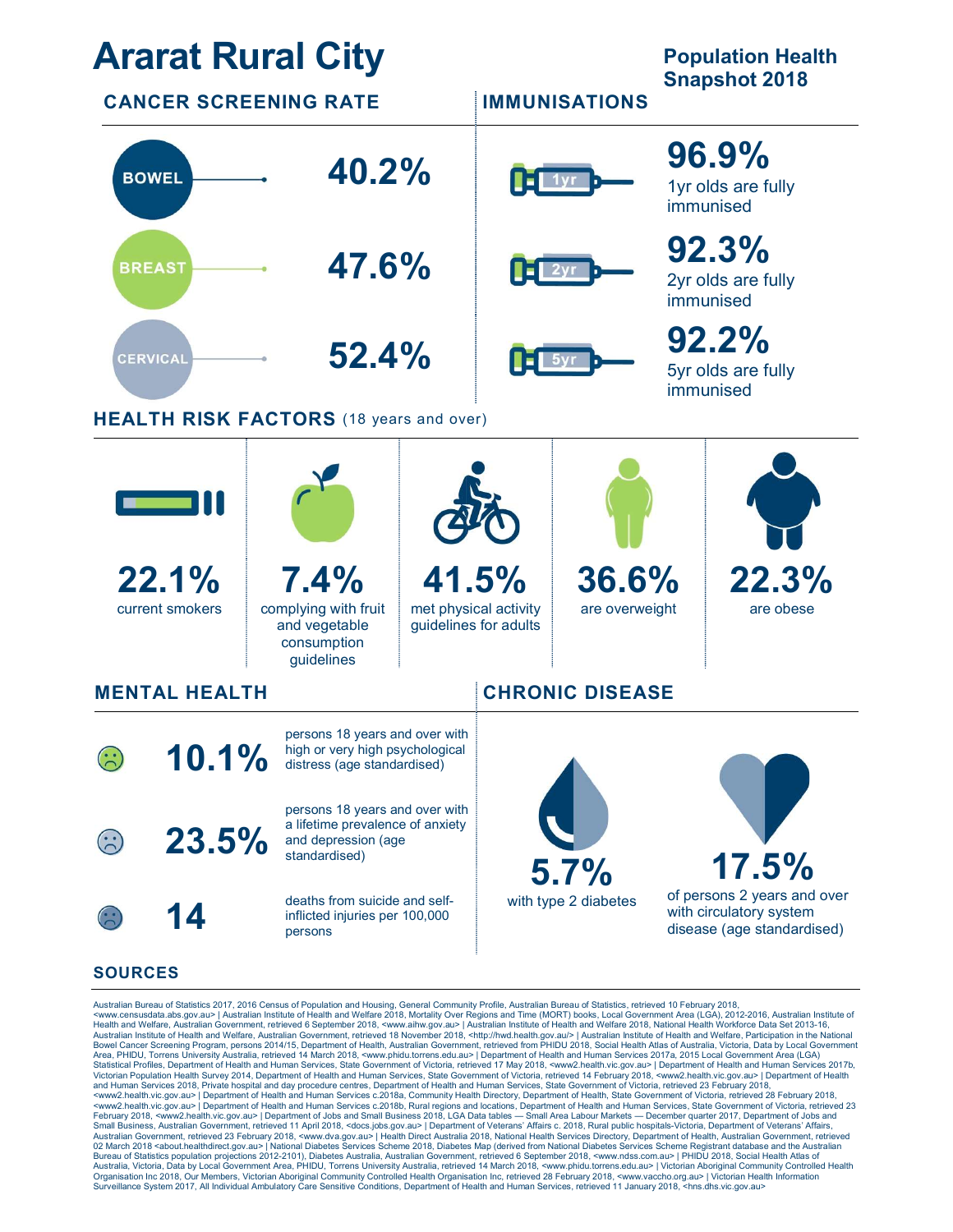# Ararat Rural City

**Population Health Snapshot 2018**

## CANCER SCREENING RATE

BOWEL 40.2%

BREAST 47.6%

CERVICAL 52.4%

## IMMUNISATIONS

**96.9%** 1yr olds are fully immunised

**92.3%** 2yr olds are fully immunised

**92.2%** 5yr olds are fully immunised

## HEALTH RISK FACTORS (18 years and over)

**22.1%** current smokers

**7.4%** complying with fruit and vegetable consumption guidelines

**41.5%** met physical activity guidelines for adults

**36.6%** are overweight

**22.3%** are obese

## MENTAL HEALTH

**10.1%** persons 18 years and over with high or very high psychological distress (age standardised)

**23.5%** persons 18 years and over with a lifetime prevalence of anxiety and depression (age standardised)

**14** deaths from suicide and self-inflicted injuries per 100,000 persons

## CHRONIC DISEASE

**5.7%** with type 2 diabetes

**17.5%** of persons 2 years and over with circulatory system disease (age standardised)

## SOURCES

Australian Bureau of Statistics 2017, 2016 Census of Population and Housing, General Community Profile, Australian Bureau of Statistics, retrieved 10 February 2018, <www.censusdata.abs.gov.au> | Australian Institute of Health and Welfare 2018, Mortality Over Regions and Time (MORT) books, Local Government Area (LGA), 2012-2016, Australian Institute of Health and Welfare, Australian Government, retrieved 6 September 2018, <www.aihw.gov.au> | Australian Institute of Health and Welfare 2018, National Health Workforce Data Set 2013-16, Australian Institute of Health and Welfare, Australian Government, retrieved 18 November 2018, <http://hwd.health.gov.au/> | Australian Institute of Health and Welfare, Participation in the National Bowel Cancer Screening Program, persons 2014/15, Department of Health, Australian Government, retrieved from PHIDU 2018, Social Health Atlas of Australia, Victoria, Data by Local Government Area, PHIDU, Torrens University Australia, retrieved 14 March 2018, <www.phidu.torrens.edu.au> | Department of Health and Human Services 2017a, 2015 Local Government Area (LGA) Statistical Profiles, Department of Health and Human Services, State Government of Victoria, retrieved 17 May 2018, <www2.health.vic.gov.au> | Department of Health and Human Services 2017b, Victorian Population Health Survey 2014, Department of Health and Human Services, State Government of Victoria, retrieved 14 February 2018, <www2.health.vic.gov.au> | Department of Health and Human Services 2018, Private hospital and day procedure centres, Department of Health and Human Services, State Government of Victoria, retrieved 23 February 2018, <www2.health.vic.gov.au> | Department of Health and Human Services c.2018a, Community Health Directory, Department of Health, State Government of Victoria, retrieved 28 February 2018, <www2.health.vic.gov.au> | Department of Health and Human Services c.2018b, Rural regions and locations, Department of Health and Human Services, State Government of Victoria, retrieved 23 February 2018, <www2.health.vic.gov.au> | Department of Jobs and Small Business 2018, LGA Data tables — Small Area Labour Markets — December quarter 2017, Department of Jobs and Small Business, Australian Government, retrieved 11 April 2018, <docs.jobs.gov.au> | Department of Veterans' Affairs c. 2018, Rural public hospitals-Victoria, Department of Veterans' Affairs, Australian Government, retrieved 23 February 2018, <www.dva.gov.au> | Health Direct Australia 2018, National Health Services Directory, Department of Health, Australian Government, retrieved 02 March 2018 <about.healthdirect.gov.au> | National Diabetes Services Scheme 2018, Diabetes Map (derived from National Diabetes Services Scheme Registrant database and the Australian Bureau of Statistics population projections 2012-2101), Diabetes Australia, Australian Government, retrieved 6 September 2018, <www.ndss.com.au> | PHIDU 2018, Social Health Atlas of Australia, Victoria, Data by Local Government Area, PHIDU, Torrens University Australia, retrieved 14 March 2018, <www.phidu.torrens.edu.au> | Victorian Aboriginal Community Controlled Health Organisation Inc 2018, Our Members, Victorian Aboriginal Community Controlled Health Organisation Inc, retrieved 28 February 2018, <www.vaccho.org.au> | Victorian Health Information Surveillance System 2017, All Individual Ambulatory Care Sensitive Conditions, Department of Health and Human Services, retrieved 11 January 2018, <hns.dhs.vic.gov.au>